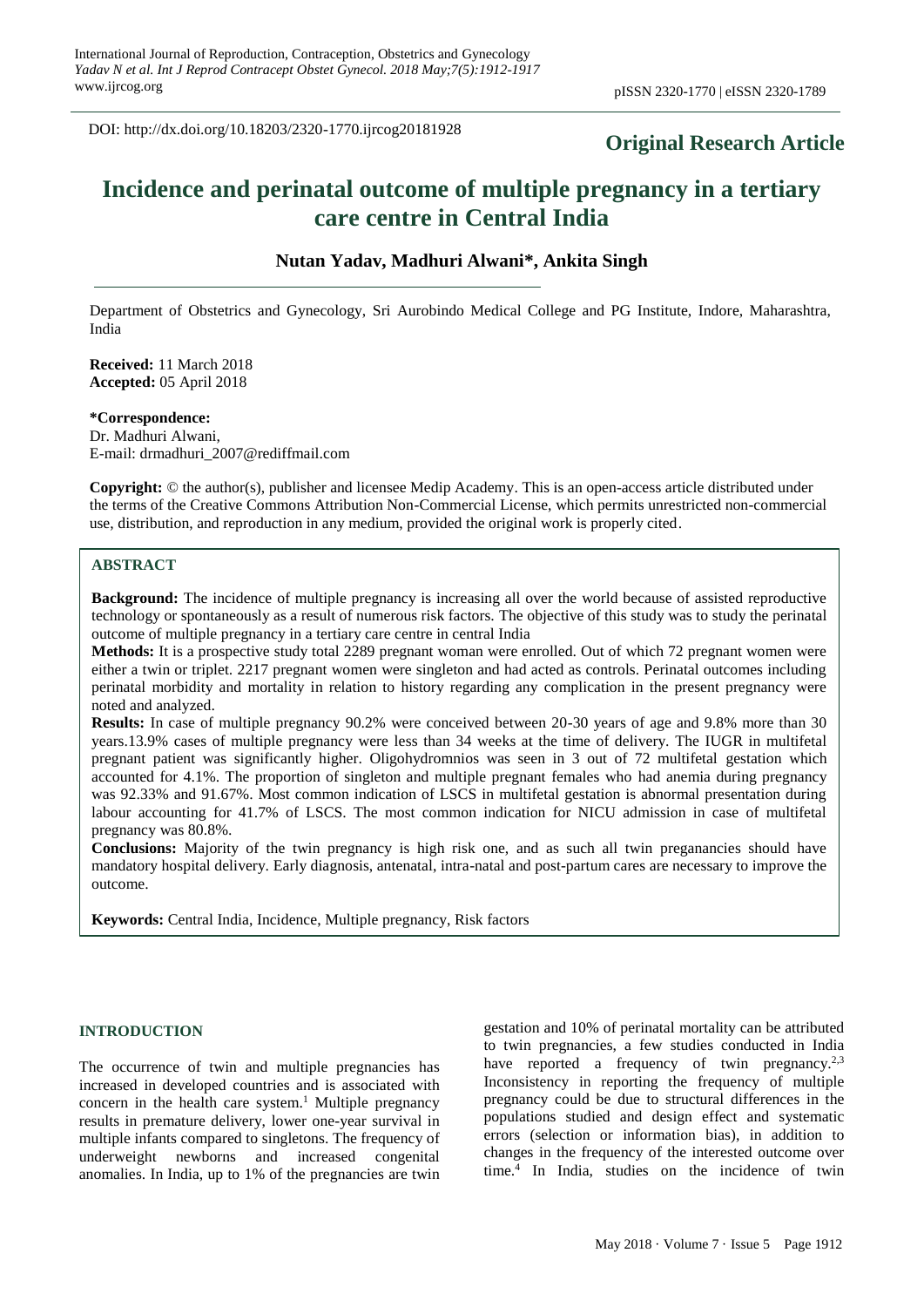DOI: http://dx.doi.org/10.18203/2320-1770.ijrcog20181928

**Original Research Article**

# Incidence and perinatal outcome of multiple pregnancy in a tertiary care centre in Central India

**Nutan Yadav, Madhuri Alwani\*, Ankita Singh**

Department of Obstetrics and Gynecology, Sri Aurobindo Medical College and PG Institute, Indore, Maharashtra, India

**Received:** 11 March 2018
**Accepted:** 05 April 2018

**\*Correspondence:**
Dr. Madhuri Alwani,
E-mail: drmadhuri_2007@rediffmail.com

**Copyright:** © the author(s), publisher and licensee Medip Academy. This is an open-access article distributed under the terms of the Creative Commons Attribution Non-Commercial License, which permits unrestricted non-commercial use, distribution, and reproduction in any medium, provided the original work is properly cited.

## ABSTRACT

**Background:** The incidence of multiple pregnancy is increasing all over the world because of assisted reproductive technology or spontaneously as a result of numerous risk factors. The objective of this study was to study the perinatal outcome of multiple pregnancy in a tertiary care centre in central India

**Methods:** It is a prospective study total 2289 pregnant woman were enrolled. Out of which 72 pregnant women were either a twin or triplet. 2217 pregnant women were singleton and had acted as controls. Perinatal outcomes including perinatal morbidity and mortality in relation to history regarding any complication in the present pregnancy were noted and analyzed.

**Results:** In case of multiple pregnancy 90.2% were conceived between 20-30 years of age and 9.8% more than 30 years.13.9% cases of multiple pregnancy were less than 34 weeks at the time of delivery. The IUGR in multifetal pregnant patient was significantly higher. Oligohydromnios was seen in 3 out of 72 multifetal gestation which accounted for 4.1%. The proportion of singleton and multiple pregnant females who had anemia during pregnancy was 92.33% and 91.67%. Most common indication of LSCS in multifetal gestation is abnormal presentation during labour accounting for 41.7% of LSCS. The most common indication for NICU admission in case of multifetal pregnancy was 80.8%.

**Conclusions:** Majority of the twin pregnancy is high risk one, and as such all twin preganancies should have mandatory hospital delivery. Early diagnosis, antenatal, intra-natal and post-partum cares are necessary to improve the outcome.

**Keywords:** Central India, Incidence, Multiple pregnancy, Risk factors

## INTRODUCTION

The occurrence of twin and multiple pregnancies has increased in developed countries and is associated with concern in the health care system.[1] Multiple pregnancy results in premature delivery, lower one-year survival in multiple infants compared to singletons. The frequency of underweight newborns and increased congenital anomalies. In India, up to 1% of the pregnancies are twin gestation and 10% of perinatal mortality can be attributed to twin pregnancies, a few studies conducted in India have reported a frequency of twin pregnancy.[2,3] Inconsistency in reporting the frequency of multiple pregnancy could be due to structural differences in the populations studied and design effect and systematic errors (selection or information bias), in addition to changes in the frequency of the interested outcome over time.[4] In India, studies on the incidence of twin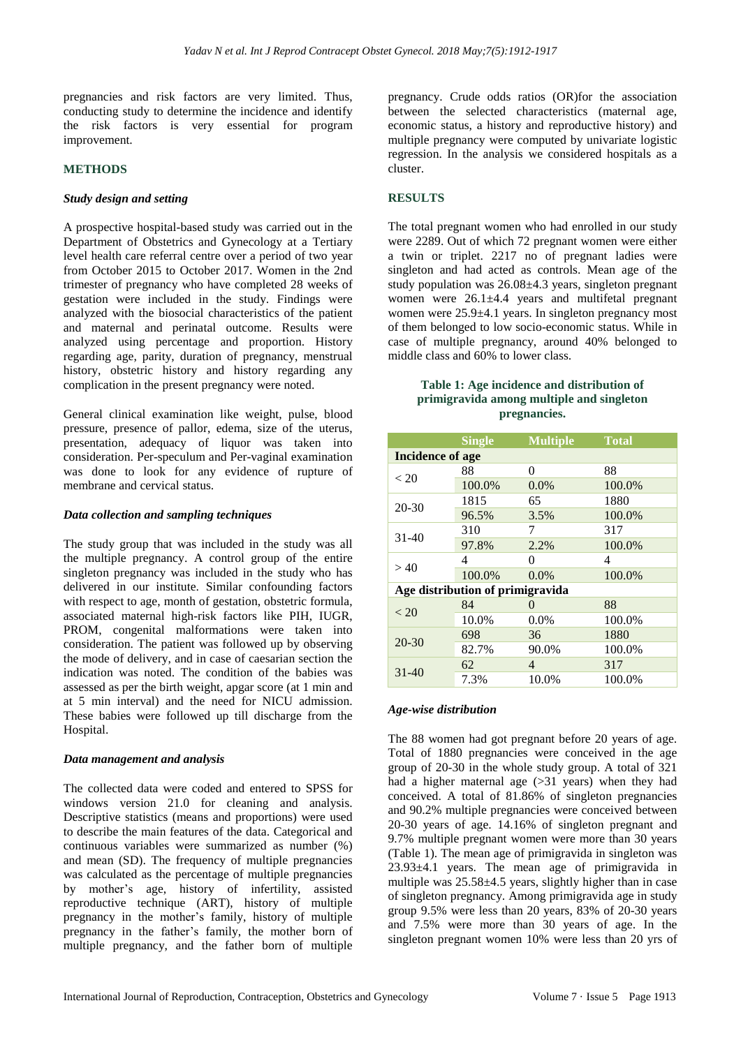pregnancies and risk factors are very limited. Thus, conducting study to determine the incidence and identify the risk factors is very essential for program improvement.

## METHODS

### *Study design and setting*

A prospective hospital-based study was carried out in the Department of Obstetrics and Gynecology at a Tertiary level health care referral centre over a period of two year from October 2015 to October 2017. Women in the 2nd trimester of pregnancy who have completed 28 weeks of gestation were included in the study. Findings were analyzed with the biosocial characteristics of the patient and maternal and perinatal outcome. Results were analyzed using percentage and proportion. History regarding age, parity, duration of pregnancy, menstrual history, obstetric history and history regarding any complication in the present pregnancy were noted.

General clinical examination like weight, pulse, blood pressure, presence of pallor, edema, size of the uterus, presentation, adequacy of liquor was taken into consideration. Per-speculum and Per-vaginal examination was done to look for any evidence of rupture of membrane and cervical status.

### *Data collection and sampling techniques*

The study group that was included in the study was all the multiple pregnancy. A control group of the entire singleton pregnancy was included in the study who has delivered in our institute. Similar confounding factors with respect to age, month of gestation, obstetric formula, associated maternal high-risk factors like PIH, IUGR, PROM, congenital malformations were taken into consideration. The patient was followed up by observing the mode of delivery, and in case of caesarian section the indication was noted. The condition of the babies was assessed as per the birth weight, apgar score (at 1 min and at 5 min interval) and the need for NICU admission. These babies were followed up till discharge from the Hospital.

### *Data management and analysis*

The collected data were coded and entered to SPSS for windows version 21.0 for cleaning and analysis. Descriptive statistics (means and proportions) were used to describe the main features of the data. Categorical and continuous variables were summarized as number (%) and mean (SD). The frequency of multiple pregnancies was calculated as the percentage of multiple pregnancies by mother's age, history of infertility, assisted reproductive technique (ART), history of multiple pregnancy in the mother's family, history of multiple pregnancy in the father's family, the mother born of multiple pregnancy, and the father born of multiple pregnancy. Crude odds ratios (OR)for the association between the selected characteristics (maternal age, economic status, a history and reproductive history) and multiple pregnancy were computed by univariate logistic regression. In the analysis we considered hospitals as a cluster.

## RESULTS

The total pregnant women who had enrolled in our study were 2289. Out of which 72 pregnant women were either a twin or triplet. 2217 no of pregnant ladies were singleton and had acted as controls. Mean age of the study population was 26.08±4.3 years, singleton pregnant women were 26.1±4.4 years and multifetal pregnant women were 25.9±4.1 years. In singleton pregnancy most of them belonged to low socio-economic status. While in case of multiple pregnancy, around 40% belonged to middle class and 60% to lower class.

**Table 1: Age incidence and distribution of primigravida among multiple and singleton pregnancies.**

| | Single | Multiple | Total |
|---|---|---|---|
| **Incidence of age** | | | |
| < 20 | 88 | 0 | 88 |
| | 100.0% | 0.0% | 100.0% |
| 20-30 | 1815 | 65 | 1880 |
| | 96.5% | 3.5% | 100.0% |
| 31-40 | 310 | 7 | 317 |
| | 97.8% | 2.2% | 100.0% |
| > 40 | 4 | 0 | 4 |
| | 100.0% | 0.0% | 100.0% |
| **Age distribution of primigravida** | | | |
| < 20 | 84 | 0 | 88 |
| | 10.0% | 0.0% | 100.0% |
| 20-30 | 698 | 36 | 1880 |
| | 82.7% | 90.0% | 100.0% |
| 31-40 | 62 | 4 | 317 |
| | 7.3% | 10.0% | 100.0% |

### *Age-wise distribution*

The 88 women had got pregnant before 20 years of age. Total of 1880 pregnancies were conceived in the age group of 20-30 in the whole study group. A total of 321 had a higher maternal age (>31 years) when they had conceived. A total of 81.86% of singleton pregnancies and 90.2% multiple pregnancies were conceived between 20-30 years of age. 14.16% of singleton pregnant and 9.7% multiple pregnant women were more than 30 years (Table 1). The mean age of primigravida in singleton was 23.93±4.1 years. The mean age of primigravida in multiple was 25.58±4.5 years, slightly higher than in case of singleton pregnancy. Among primigravida age in study group 9.5% were less than 20 years, 83% of 20-30 years and 7.5% were more than 30 years of age. In the singleton pregnant women 10% were less than 20 yrs of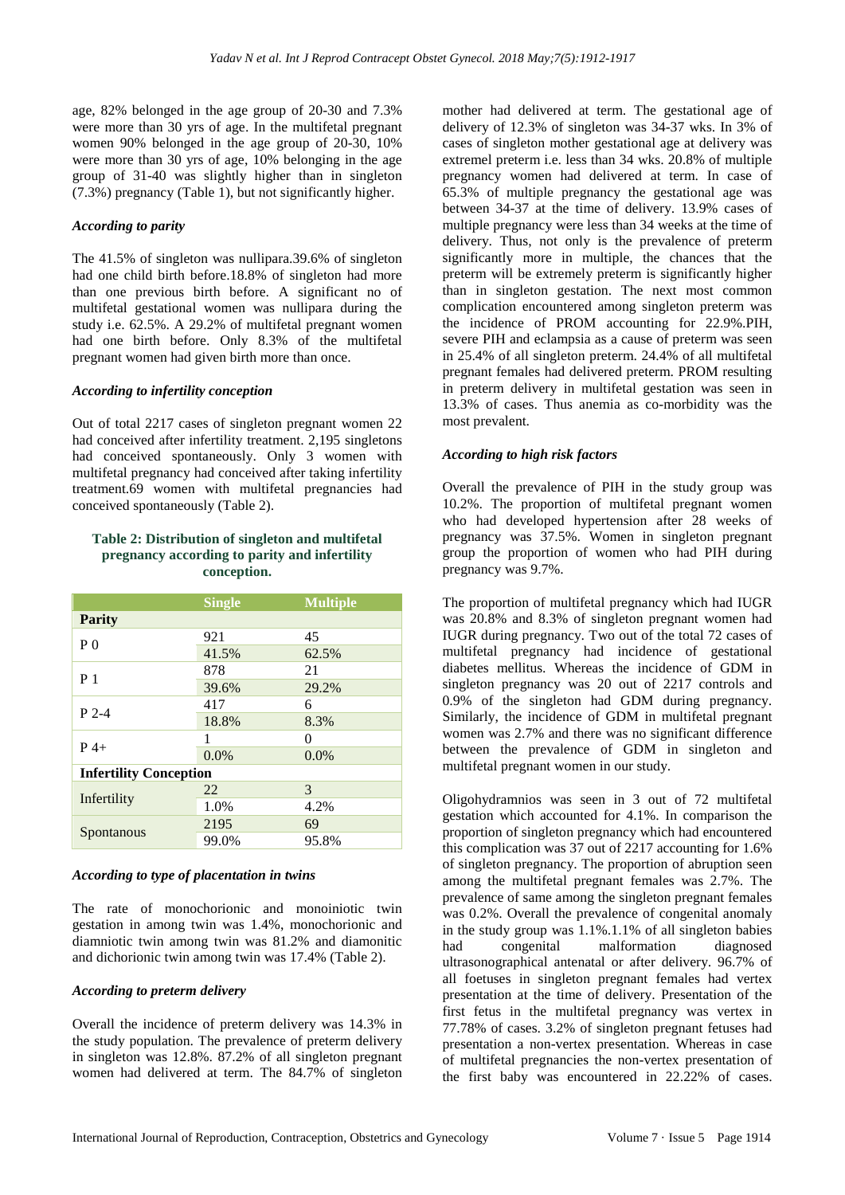age, 82% belonged in the age group of 20-30 and 7.3% were more than 30 yrs of age. In the multifetal pregnant women 90% belonged in the age group of 20-30, 10% were more than 30 yrs of age, 10% belonging in the age group of 31-40 was slightly higher than in singleton (7.3%) pregnancy (Table 1), but not significantly higher.

### *According to parity*

The 41.5% of singleton was nullipara.39.6% of singleton had one child birth before.18.8% of singleton had more than one previous birth before. A significant no of multifetal gestational women was nullipara during the study i.e. 62.5%. A 29.2% of multifetal pregnant women had one birth before. Only 8.3% of the multifetal pregnant women had given birth more than once.

### *According to infertility conception*

Out of total 2217 cases of singleton pregnant women 22 had conceived after infertility treatment. 2,195 singletons had conceived spontaneously. Only 3 women with multifetal pregnancy had conceived after taking infertility treatment.69 women with multifetal pregnancies had conceived spontaneously (Table 2).

**Table 2: Distribution of singleton and multifetal pregnancy according to parity and infertility conception.**

| | Single | Multiple |
|---|---|---|
| **Parity** | | |
| P 0 | 921 | 45 |
| | 41.5% | 62.5% |
| P 1 | 878 | 21 |
| | 39.6% | 29.2% |
| P 2-4 | 417 | 6 |
| | 18.8% | 8.3% |
| P 4+ | 1 | 0 |
| | 0.0% | 0.0% |
| **Infertility Conception** | | |
| Infertility | 22 | 3 |
| | 1.0% | 4.2% |
| Spontanous | 2195 | 69 |
| | 99.0% | 95.8% |

### *According to type of placentation in twins*

The rate of monochorionic and monoiniotic twin gestation in among twin was 1.4%, monochorionic and diamniotic twin among twin was 81.2% and diamonitic and dichorionic twin among twin was 17.4% (Table 2).

### *According to preterm delivery*

Overall the incidence of preterm delivery was 14.3% in the study population. The prevalence of preterm delivery in singleton was 12.8%. 87.2% of all singleton pregnant women had delivered at term. The 84.7% of singleton mother had delivered at term. The gestational age of delivery of 12.3% of singleton was 34-37 wks. In 3% of cases of singleton mother gestational age at delivery was extremel preterm i.e. less than 34 wks. 20.8% of multiple pregnancy women had delivered at term. In case of 65.3% of multiple pregnancy the gestational age was between 34-37 at the time of delivery. 13.9% cases of multiple pregnancy were less than 34 weeks at the time of delivery. Thus, not only is the prevalence of preterm significantly more in multiple, the chances that the preterm will be extremely preterm is significantly higher than in singleton gestation. The next most common complication encountered among singleton preterm was the incidence of PROM accounting for 22.9%.PIH, severe PIH and eclampsia as a cause of preterm was seen in 25.4% of all singleton preterm. 24.4% of all multifetal pregnant females had delivered preterm. PROM resulting in preterm delivery in multifetal gestation was seen in 13.3% of cases. Thus anemia as co-morbidity was the most prevalent.

### *According to high risk factors*

Overall the prevalence of PIH in the study group was 10.2%. The proportion of multifetal pregnant women who had developed hypertension after 28 weeks of pregnancy was 37.5%. Women in singleton pregnant group the proportion of women who had PIH during pregnancy was 9.7%.

The proportion of multifetal pregnancy which had IUGR was 20.8% and 8.3% of singleton pregnant women had IUGR during pregnancy. Two out of the total 72 cases of multifetal pregnancy had incidence of gestational diabetes mellitus. Whereas the incidence of GDM in singleton pregnancy was 20 out of 2217 controls and 0.9% of the singleton had GDM during pregnancy. Similarly, the incidence of GDM in multifetal pregnant women was 2.7% and there was no significant difference between the prevalence of GDM in singleton and multifetal pregnant women in our study.

Oligohydramnios was seen in 3 out of 72 multifetal gestation which accounted for 4.1%. In comparison the proportion of singleton pregnancy which had encountered this complication was 37 out of 2217 accounting for 1.6% of singleton pregnancy. The proportion of abruption seen among the multifetal pregnant females was 2.7%. The prevalence of same among the singleton pregnant females was 0.2%. Overall the prevalence of congenital anomaly in the study group was 1.1%.1.1% of all singleton babies had congenital malformation diagnosed ultrasonographical antenatal or after delivery. 96.7% of all foetuses in singleton pregnant females had vertex presentation at the time of delivery. Presentation of the first fetus in the multifetal pregnancy was vertex in 77.78% of cases. 3.2% of singleton pregnant fetuses had presentation a non-vertex presentation. Whereas in case of multifetal pregnancies the non-vertex presentation of the first baby was encountered in 22.22% of cases.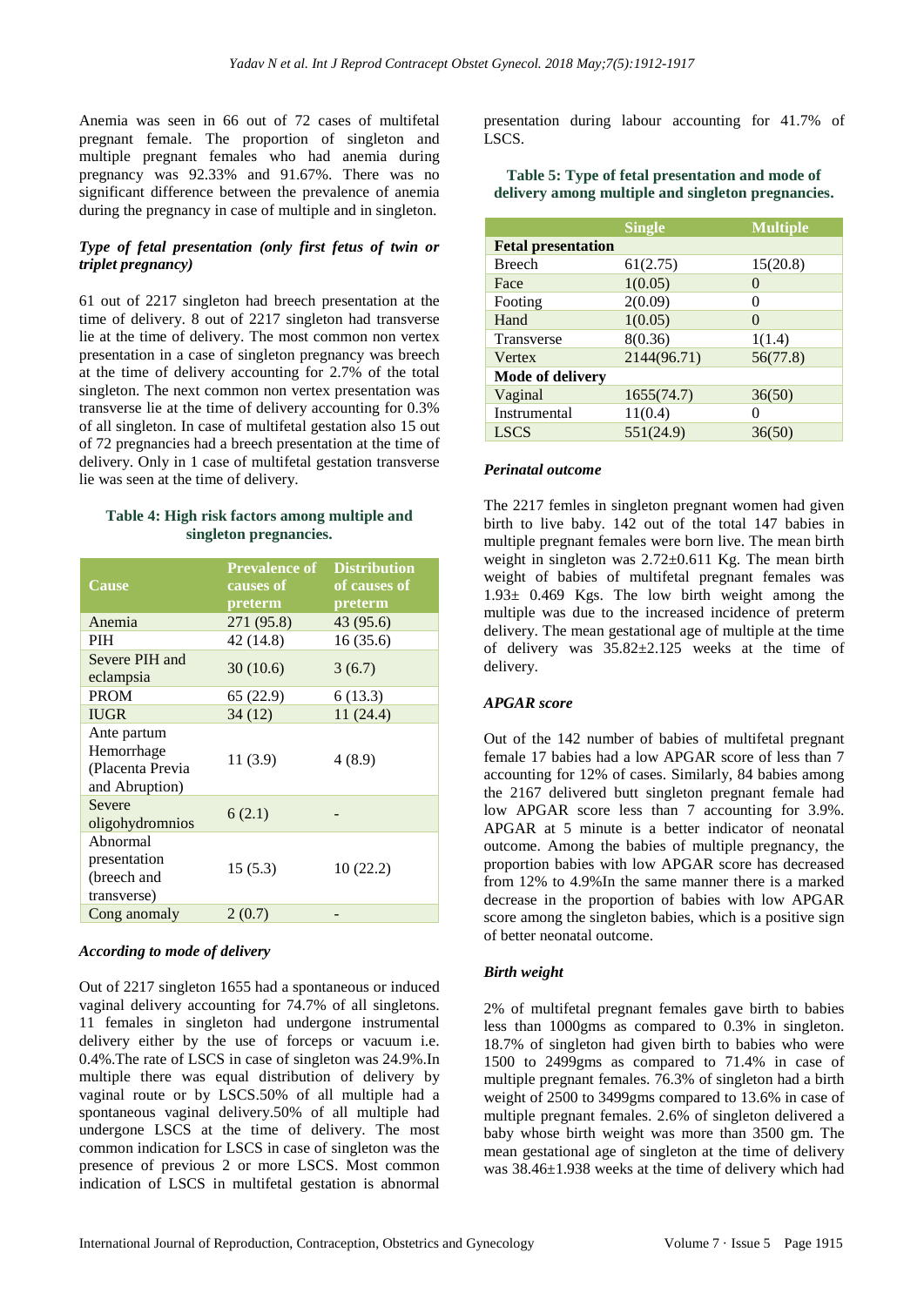Anemia was seen in 66 out of 72 cases of multifetal pregnant female. The proportion of singleton and multiple pregnant females who had anemia during pregnancy was 92.33% and 91.67%. There was no significant difference between the prevalence of anemia during the pregnancy in case of multiple and in singleton.

### *Type of fetal presentation (only first fetus of twin or triplet pregnancy)*

61 out of 2217 singleton had breech presentation at the time of delivery. 8 out of 2217 singleton had transverse lie at the time of delivery. The most common non vertex presentation in a case of singleton pregnancy was breech at the time of delivery accounting for 2.7% of the total singleton. The next common non vertex presentation was transverse lie at the time of delivery accounting for 0.3% of all singleton. In case of multifetal gestation also 15 out of 72 pregnancies had a breech presentation at the time of delivery. Only in 1 case of multifetal gestation transverse lie was seen at the time of delivery.

**Table 4: High risk factors among multiple and singleton pregnancies.**

| Cause | Prevalence of causes of preterm | Distribution of causes of preterm |
|---|---|---|
| Anemia | 271 (95.8) | 43 (95.6) |
| PIH | 42 (14.8) | 16 (35.6) |
| Severe PIH and eclampsia | 30 (10.6) | 3 (6.7) |
| PROM | 65 (22.9) | 6 (13.3) |
| IUGR | 34 (12) | 11 (24.4) |
| Ante partum Hemorrhage (Placenta Previa and Abruption) | 11 (3.9) | 4 (8.9) |
| Severe oligohydromnios | 6 (2.1) | - |
| Abnormal presentation (breech and transverse) | 15 (5.3) | 10 (22.2) |
| Cong anomaly | 2 (0.7) | - |

### *According to mode of delivery*

Out of 2217 singleton 1655 had a spontaneous or induced vaginal delivery accounting for 74.7% of all singletons. 11 females in singleton had undergone instrumental delivery either by the use of forceps or vacuum i.e. 0.4%.The rate of LSCS in case of singleton was 24.9%.In multiple there was equal distribution of delivery by vaginal route or by LSCS.50% of all multiple had a spontaneous vaginal delivery.50% of all multiple had undergone LSCS at the time of delivery. The most common indication for LSCS in case of singleton was the presence of previous 2 or more LSCS. Most common indication of LSCS in multifetal gestation is abnormal presentation during labour accounting for 41.7% of LSCS.

**Table 5: Type of fetal presentation and mode of delivery among multiple and singleton pregnancies.**

| | Single | Multiple |
|---|---|---|
| **Fetal presentation** | | |
| Breech | 61(2.75) | 15(20.8) |
| Face | 1(0.05) | 0 |
| Footing | 2(0.09) | 0 |
| Hand | 1(0.05) | 0 |
| Transverse | 8(0.36) | 1(1.4) |
| Vertex | 2144(96.71) | 56(77.8) |
| **Mode of delivery** | | |
| Vaginal | 1655(74.7) | 36(50) |
| Instrumental | 11(0.4) | 0 |
| LSCS | 551(24.9) | 36(50) |

### *Perinatal outcome*

The 2217 femles in singleton pregnant women had given birth to live baby. 142 out of the total 147 babies in multiple pregnant females were born live. The mean birth weight in singleton was 2.72±0.611 Kg. The mean birth weight of babies of multifetal pregnant females was 1.93± 0.469 Kgs. The low birth weight among the multiple was due to the increased incidence of preterm delivery. The mean gestational age of multiple at the time of delivery was 35.82±2.125 weeks at the time of delivery.

### *APGAR score*

Out of the 142 number of babies of multifetal pregnant female 17 babies had a low APGAR score of less than 7 accounting for 12% of cases. Similarly, 84 babies among the 2167 delivered butt singleton pregnant female had low APGAR score less than 7 accounting for 3.9%. APGAR at 5 minute is a better indicator of neonatal outcome. Among the babies of multiple pregnancy, the proportion babies with low APGAR score has decreased from 12% to 4.9%In the same manner there is a marked decrease in the proportion of babies with low APGAR score among the singleton babies, which is a positive sign of better neonatal outcome.

### *Birth weight*

2% of multifetal pregnant females gave birth to babies less than 1000gms as compared to 0.3% in singleton. 18.7% of singleton had given birth to babies who were 1500 to 2499gms as compared to 71.4% in case of multiple pregnant females. 76.3% of singleton had a birth weight of 2500 to 3499gms compared to 13.6% in case of multiple pregnant females. 2.6% of singleton delivered a baby whose birth weight was more than 3500 gm. The mean gestational age of singleton at the time of delivery was 38.46±1.938 weeks at the time of delivery which had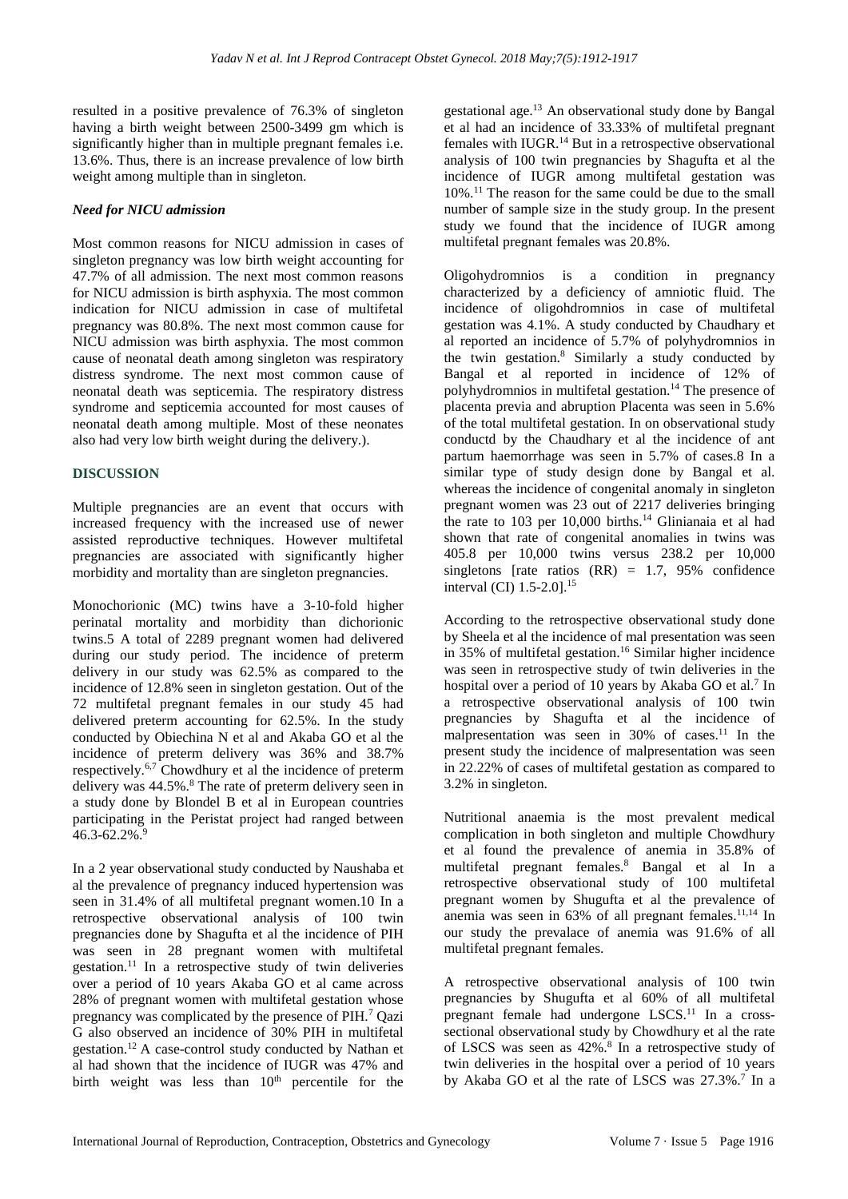resulted in a positive prevalence of 76.3% of singleton having a birth weight between 2500-3499 gm which is significantly higher than in multiple pregnant females i.e. 13.6%. Thus, there is an increase prevalence of low birth weight among multiple than in singleton.

### *Need for NICU admission*

Most common reasons for NICU admission in cases of singleton pregnancy was low birth weight accounting for 47.7% of all admission. The next most common reasons for NICU admission is birth asphyxia. The most common indication for NICU admission in case of multifetal pregnancy was 80.8%. The next most common cause for NICU admission was birth asphyxia. The most common cause of neonatal death among singleton was respiratory distress syndrome. The next most common cause of neonatal death was septicemia. The respiratory distress syndrome and septicemia accounted for most causes of neonatal death among multiple. Most of these neonates also had very low birth weight during the delivery.).

## DISCUSSION

Multiple pregnancies are an event that occurs with increased frequency with the increased use of newer assisted reproductive techniques. However multifetal pregnancies are associated with significantly higher morbidity and mortality than are singleton pregnancies.

Monochorionic (MC) twins have a 3-10-fold higher perinatal mortality and morbidity than dichorionic twins.5 A total of 2289 pregnant women had delivered during our study period. The incidence of preterm delivery in our study was 62.5% as compared to the incidence of 12.8% seen in singleton gestation. Out of the 72 multifetal pregnant females in our study 45 had delivered preterm accounting for 62.5%. In the study conducted by Obiechina N et al and Akaba GO et al the incidence of preterm delivery was 36% and 38.7% respectively.[6,7] Chowdhury et al the incidence of preterm delivery was 44.5%.[8] The rate of preterm delivery seen in a study done by Blondel B et al in European countries participating in the Peristat project had ranged between 46.3-62.2%.[9]

In a 2 year observational study conducted by Naushaba et al the prevalence of pregnancy induced hypertension was seen in 31.4% of all multifetal pregnant women.10 In a retrospective observational analysis of 100 twin pregnancies done by Shagufta et al the incidence of PIH was seen in 28 pregnant women with multifetal gestation.[11] In a retrospective study of twin deliveries over a period of 10 years Akaba GO et al came across 28% of pregnant women with multifetal gestation whose pregnancy was complicated by the presence of PIH.[7] Qazi G also observed an incidence of 30% PIH in multifetal gestation.[12] A case-control study conducted by Nathan et al had shown that the incidence of IUGR was 47% and birth weight was less than 10[th] percentile for the gestational age.[13] An observational study done by Bangal et al had an incidence of 33.33% of multifetal pregnant females with IUGR.[14] But in a retrospective observational analysis of 100 twin pregnancies by Shagufta et al the incidence of IUGR among multifetal gestation was 10%.[11] The reason for the same could be due to the small number of sample size in the study group. In the present study we found that the incidence of IUGR among multifetal pregnant females was 20.8%.

Oligohydromnios is a condition in pregnancy characterized by a deficiency of amniotic fluid. The incidence of oligohdromnios in case of multifetal gestation was 4.1%. A study conducted by Chaudhary et al reported an incidence of 5.7% of polyhydromnios in the twin gestation.[8] Similarly a study conducted by Bangal et al reported in incidence of 12% of polyhydromnios in multifetal gestation.[14] The presence of placenta previa and abruption Placenta was seen in 5.6% of the total multifetal gestation. In on observational study conductd by the Chaudhary et al the incidence of ant partum haemorrhage was seen in 5.7% of cases.8 In a similar type of study design done by Bangal et al. whereas the incidence of congenital anomaly in singleton pregnant women was 23 out of 2217 deliveries bringing the rate to 103 per 10,000 births.[14] Glinianaia et al had shown that rate of congenital anomalies in twins was 405.8 per 10,000 twins versus 238.2 per 10,000 singletons [rate ratios (RR) = 1.7, 95% confidence interval (CI) 1.5-2.0].[15]

According to the retrospective observational study done by Sheela et al the incidence of mal presentation was seen in 35% of multifetal gestation.[16] Similar higher incidence was seen in retrospective study of twin deliveries in the hospital over a period of 10 years by Akaba GO et al.[7] In a retrospective observational analysis of 100 twin pregnancies by Shagufta et al the incidence of malpresentation was seen in 30% of cases.[11] In the present study the incidence of malpresentation was seen in 22.22% of cases of multifetal gestation as compared to 3.2% in singleton.

Nutritional anaemia is the most prevalent medical complication in both singleton and multiple Chowdhury et al found the prevalence of anemia in 35.8% of multifetal pregnant females.[8] Bangal et al In a retrospective observational study of 100 multifetal pregnant women by Shugufta et al the prevalence of anemia was seen in 63% of all pregnant females.[11,14] In our study the prevalace of anemia was 91.6% of all multifetal pregnant females.

A retrospective observational analysis of 100 twin pregnancies by Shugufta et al 60% of all multifetal pregnant female had undergone LSCS.[11] In a cross-sectional observational study by Chowdhury et al the rate of LSCS was seen as 42%.[8] In a retrospective study of twin deliveries in the hospital over a period of 10 years by Akaba GO et al the rate of LSCS was 27.3%.[7] In a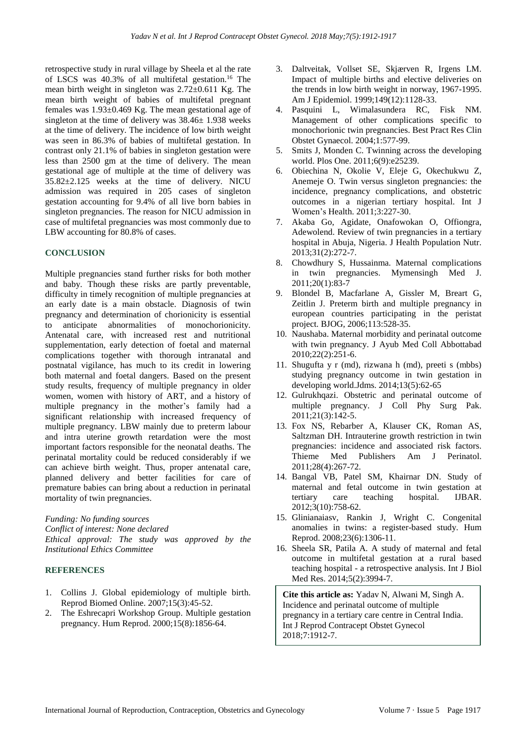retrospective study in rural village by Sheela et al the rate of LSCS was 40.3% of all multifetal gestation.[16] The mean birth weight in singleton was 2.72±0.611 Kg. The mean birth weight of babies of multifetal pregnant females was 1.93±0.469 Kg. The mean gestational age of singleton at the time of delivery was 38.46± 1.938 weeks at the time of delivery. The incidence of low birth weight was seen in 86.3% of babies of multifetal gestation. In contrast only 21.1% of babies in singleton gestation were less than 2500 gm at the time of delivery. The mean gestational age of multiple at the time of delivery was 35.82±2.125 weeks at the time of delivery. NICU admission was required in 205 cases of singleton gestation accounting for 9.4% of all live born babies in singleton pregnancies. The reason for NICU admission in case of multifetal pregnancies was most commonly due to LBW accounting for 80.8% of cases.

## CONCLUSION

Multiple pregnancies stand further risks for both mother and baby. Though these risks are partly preventable, difficulty in timely recognition of multiple pregnancies at an early date is a main obstacle. Diagnosis of twin pregnancy and determination of chorionicity is essential to anticipate abnormalities of monochorionicity. Antenatal care, with increased rest and nutritional supplementation, early detection of foetal and maternal complications together with thorough intranatal and postnatal vigilance, has much to its credit in lowering both maternal and foetal dangers. Based on the present study results, frequency of multiple pregnancy in older women, women with history of ART, and a history of multiple pregnancy in the mother's family had a significant relationship with increased frequency of multiple pregnancy. LBW mainly due to preterm labour and intra uterine growth retardation were the most important factors responsible for the neonatal deaths. The perinatal mortality could be reduced considerably if we can achieve birth weight. Thus, proper antenatal care, planned delivery and better facilities for care of premature babies can bring about a reduction in perinatal mortality of twin pregnancies.

*Funding: No funding sources*
*Conflict of interest: None declared*
*Ethical approval: The study was approved by the Institutional Ethics Committee*

## REFERENCES

1. Collins J. Global epidemiology of multiple birth. Reprod Biomed Online. 2007;15(3):45-52.
2. The Eshrecapri Workshop Group. Multiple gestation pregnancy. Hum Reprod. 2000;15(8):1856-64.
3. Daltveitak, Vollset SE, Skjærven R, Irgens LM. Impact of multiple births and elective deliveries on the trends in low birth weight in norway, 1967-1995. Am J Epidemiol. 1999;149(12):1128-33.
4. Pasquini L, Wimalasundera RC, Fisk NM. Management of other complications specific to monochorionic twin pregnancies. Best Pract Res Clin Obstet Gynaecol. 2004;1:577-99.
5. Smits J, Monden C. Twinning across the developing world. Plos One. 2011;6(9):e25239.
6. Obiechina N, Okolie V, Eleje G, Okechukwu Z, Anemeje O. Twin versus singleton pregnancies: the incidence, pregnancy complications, and obstetric outcomes in a nigerian tertiary hospital. Int J Women's Health. 2011;3:227-30.
7. Akaba Go, Agidate, Onafowokan O, Offiongra, Adewolend. Review of twin pregnancies in a tertiary hospital in Abuja, Nigeria. J Health Population Nutr. 2013;31(2):272-7.
8. Chowdhury S, Hussainma. Maternal complications in twin pregnancies. Mymensingh Med J. 2011;20(1):83-7
9. Blondel B, Macfarlane A, Gissler M, Breart G, Zeitlin J. Preterm birth and multiple pregnancy in european countries participating in the peristat project. BJOG, 2006;113:528-35.
10. Naushaba. Maternal morbidity and perinatal outcome with twin pregnancy. J Ayub Med Coll Abbottabad 2010;22(2):251-6.
11. Shugufta y r (md), rizwana h (md), preeti s (mbbs) studying pregnancy outcome in twin gestation in developing world.Jdms. 2014;13(5):62-65
12. Gulrukhqazi. Obstetric and perinatal outcome of multiple pregnancy. J Coll Phy Surg Pak. 2011;21(3):142-5.
13. Fox NS, Rebarber A, Klauser CK, Roman AS, Saltzman DH. Intrauterine growth restriction in twin pregnancies: incidence and associated risk factors. Thieme Med Publishers Am J Perinatol. 2011;28(4):267-72.
14. Bangal VB, Patel SM, Khairnar DN. Study of maternal and fetal outcome in twin gestation at tertiary care teaching hospital. IJBAR. 2012;3(10):758-62.
15. Glinianaiasv, Rankin J, Wright C. Congenital anomalies in twins: a register-based study. Hum Reprod. 2008;23(6):1306-11.
16. Sheela SR, Patila A. A study of maternal and fetal outcome in multifetal gestation at a rural based teaching hospital - a retrospective analysis. Int J Biol Med Res. 2014;5(2):3994-7.

**Cite this article as:** Yadav N, Alwani M, Singh A. Incidence and perinatal outcome of multiple pregnancy in a tertiary care centre in Central India. Int J Reprod Contracept Obstet Gynecol 2018;7:1912-7.